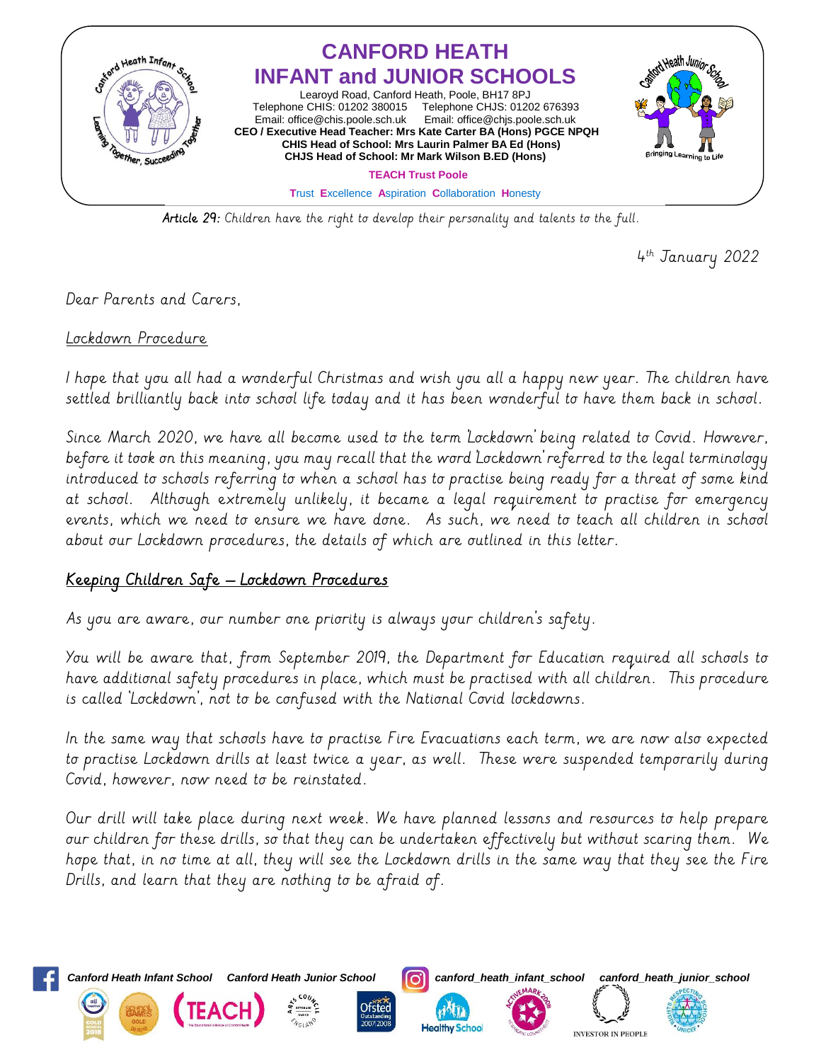# CANFORD HEATH INFANT and JUNIOR SCHOOLS

Learoyd Road, Canford Heath, Poole, BH17 8PJ
Telephone CHIS: 01202 380015 Telephone CHJS: 01202 676393
Email: office@chis.poole.sch.uk Email: office@chjs.poole.sch.uk
**CEO / Executive Head Teacher: Mrs Kate Carter BA (Hons) PGCE NPQH**
**CHIS Head of School: Mrs Laurin Palmer BA Ed (Hons)**
**CHJS Head of School: Mr Mark Wilson B.ED (Hons)**

**TEACH Trust Poole**

Trust Excellence Aspiration Collaboration Honesty

*Article 29: Children have the right to develop their personality and talents to the full.*

4th January 2022

Dear Parents and Carers,

Lockdown Procedure

I hope that you all had a wonderful Christmas and wish you all a happy new year. The children have settled brilliantly back into school life today and it has been wonderful to have them back in school.

Since March 2020, we have all become used to the term 'Lockdown' being related to Covid. However, before it took on this meaning, you may recall that the word 'Lockdown' referred to the legal terminology introduced to schools referring to when a school has to practise being ready for a threat of some kind at school. Although extremely unlikely, it became a legal requirement to practise for emergency events, which we need to ensure we have done. As such, we need to teach all children in school about our Lockdown procedures, the details of which are outlined in this letter.

## Keeping Children Safe – Lockdown Procedures

As you are aware, our number one priority is always your children's safety.

You will be aware that, from September 2019, the Department for Education required all schools to have additional safety procedures in place, which must be practised with all children. This procedure is called 'Lockdown', not to be confused with the National Covid lockdowns.

In the same way that schools have to practise Fire Evacuations each term, we are now also expected to practise Lockdown drills at least twice a year, as well. These were suspended temporarily during Covid, however, now need to be reinstated.

Our drill will take place during next week. We have planned lessons and resources to help prepare our children for these drills, so that they can be undertaken effectively but without scaring them. We hope that, in no time at all, they will see the Lockdown drills in the same way that they see the Fire Drills, and learn that they are nothing to be afraid of.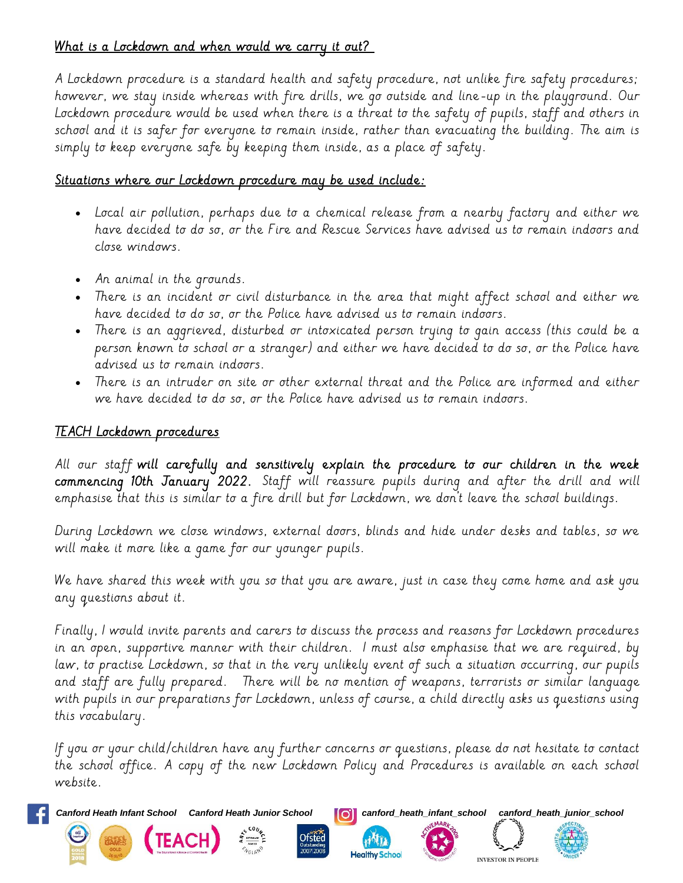## What is a Lockdown and when would we carry it out?

A Lockdown procedure is a standard health and safety procedure, not unlike fire safety procedures; however, we stay inside whereas with fire drills, we go outside and line-up in the playground. Our Lockdown procedure would be used when there is a threat to the safety of pupils, staff and others in school and it is safer for everyone to remain inside, rather than evacuating the building. The aim is simply to keep everyone safe by keeping them inside, as a place of safety.

## Situations where our Lockdown procedure may be used include:

- Local air pollution, perhaps due to a chemical release from a nearby factory and either we have decided to do so, or the Fire and Rescue Services have advised us to remain indoors and close windows.
- An animal in the grounds.
- There is an incident or civil disturbance in the area that might affect school and either we have decided to do so, or the Police have advised us to remain indoors.
- There is an aggrieved, disturbed or intoxicated person trying to gain access (this could be a person known to school or a stranger) and either we have decided to do so, or the Police have advised us to remain indoors.
- There is an intruder on site or other external threat and the Police are informed and either we have decided to do so, or the Police have advised us to remain indoors.

## TEACH Lockdown procedures

All our staff **will carefully and sensitively explain the procedure to our children in the week commencing 10th January 2022.** Staff will reassure pupils during and after the drill and will emphasise that this is similar to a fire drill but for Lockdown, we don't leave the school buildings.

During Lockdown we close windows, external doors, blinds and hide under desks and tables, so we will make it more like a game for our younger pupils.

We have shared this week with you so that you are aware, just in case they come home and ask you any questions about it.

Finally, I would invite parents and carers to discuss the process and reasons for Lockdown procedures in an open, supportive manner with their children. I must also emphasise that we are required, by law, to practise Lockdown, so that in the very unlikely event of such a situation occurring, our pupils and staff are fully prepared. There will be no mention of weapons, terrorists or similar language with pupils in our preparations for Lockdown, unless of course, a child directly asks us questions using this vocabulary.

If you or your child/children have any further concerns or questions, please do not hesitate to contact the school office. A copy of the new Lockdown Policy and Procedures is available on each school website.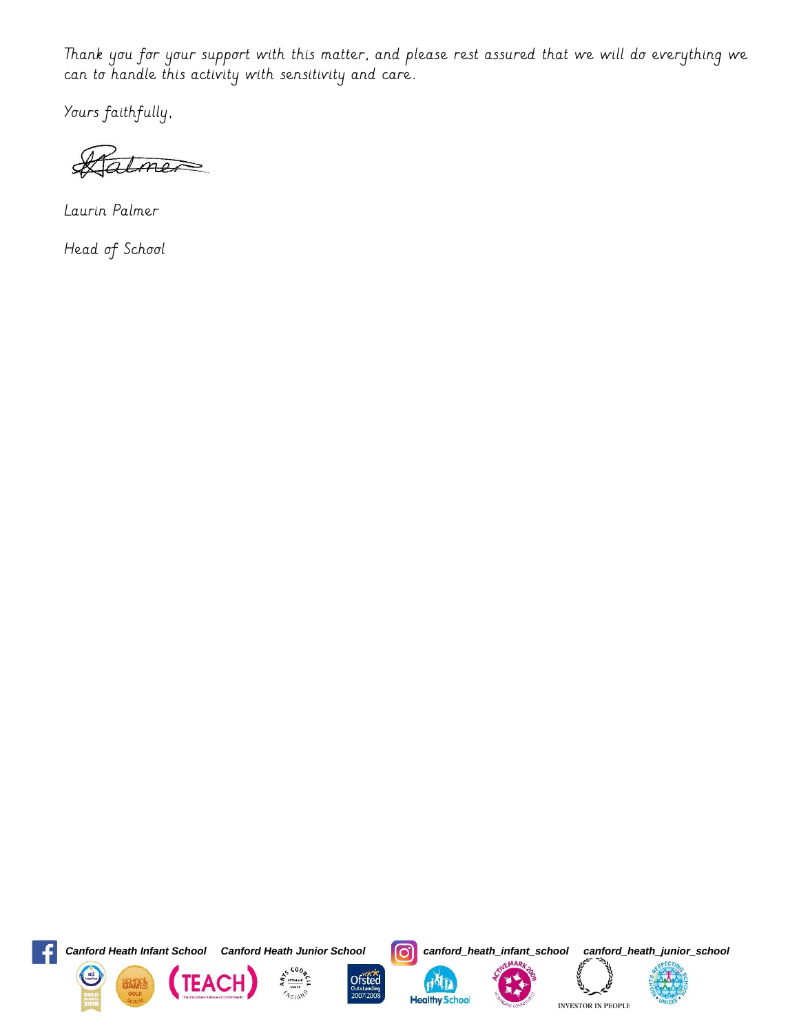Thank you for your support with this matter, and please rest assured that we will do everything we can to handle this activity with sensitivity and care.

Yours faithfully,

Laurin Palmer

Head of School